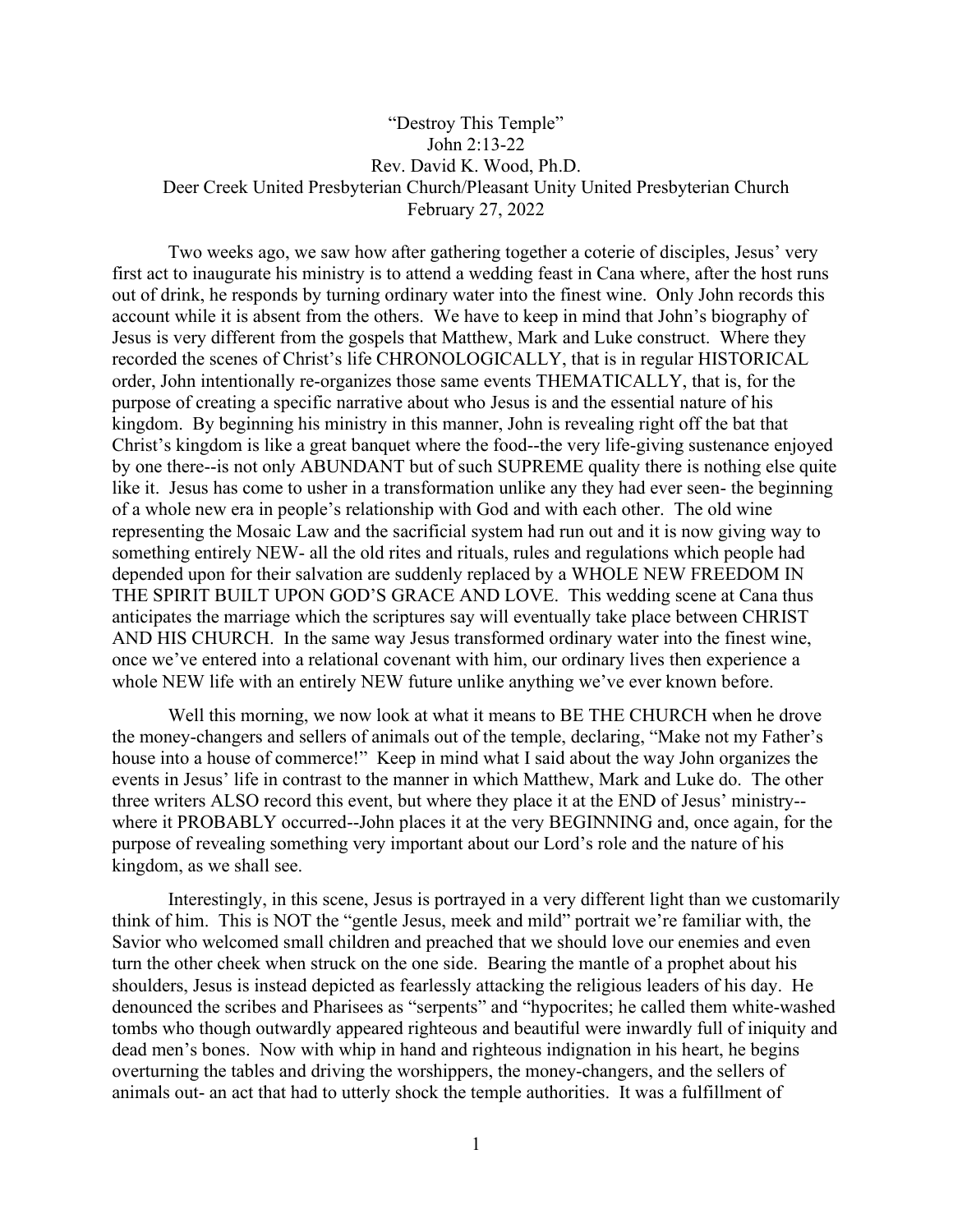“Destroy This Temple”
John 2:13-22
Rev. David K. Wood, Ph.D.
Deer Creek United Presbyterian Church/Pleasant Unity United Presbyterian Church
February 27, 2022

Two weeks ago, we saw how after gathering together a coterie of disciples, Jesus’ very first act to inaugurate his ministry is to attend a wedding feast in Cana where, after the host runs out of drink, he responds by turning ordinary water into the finest wine. Only John records this account while it is absent from the others. We have to keep in mind that John’s biography of Jesus is very different from the gospels that Matthew, Mark and Luke construct. Where they recorded the scenes of Christ’s life CHRONOLOGICALLY, that is in regular HISTORICAL order, John intentionally re-organizes those same events THEMATICALLY, that is, for the purpose of creating a specific narrative about who Jesus is and the essential nature of his kingdom. By beginning his ministry in this manner, John is revealing right off the bat that Christ’s kingdom is like a great banquet where the food--the very life-giving sustenance enjoyed by one there--is not only ABUNDANT but of such SUPREME quality there is nothing else quite like it. Jesus has come to usher in a transformation unlike any they had ever seen- the beginning of a whole new era in people’s relationship with God and with each other. The old wine representing the Mosaic Law and the sacrificial system had run out and it is now giving way to something entirely NEW- all the old rites and rituals, rules and regulations which people had depended upon for their salvation are suddenly replaced by a WHOLE NEW FREEDOM IN THE SPIRIT BUILT UPON GOD’S GRACE AND LOVE. This wedding scene at Cana thus anticipates the marriage which the scriptures say will eventually take place between CHRIST AND HIS CHURCH. In the same way Jesus transformed ordinary water into the finest wine, once we’ve entered into a relational covenant with him, our ordinary lives then experience a whole NEW life with an entirely NEW future unlike anything we’ve ever known before.

Well this morning, we now look at what it means to BE THE CHURCH when he drove the money-changers and sellers of animals out of the temple, declaring, “Make not my Father’s house into a house of commerce!” Keep in mind what I said about the way John organizes the events in Jesus’ life in contrast to the manner in which Matthew, Mark and Luke do. The other three writers ALSO record this event, but where they place it at the END of Jesus’ ministry--where it PROBABLY occurred--John places it at the very BEGINNING and, once again, for the purpose of revealing something very important about our Lord’s role and the nature of his kingdom, as we shall see.

Interestingly, in this scene, Jesus is portrayed in a very different light than we customarily think of him. This is NOT the “gentle Jesus, meek and mild” portrait we’re familiar with, the Savior who welcomed small children and preached that we should love our enemies and even turn the other cheek when struck on the one side. Bearing the mantle of a prophet about his shoulders, Jesus is instead depicted as fearlessly attacking the religious leaders of his day. He denounced the scribes and Pharisees as “serpents” and “hypocrites; he called them white-washed tombs who though outwardly appeared righteous and beautiful were inwardly full of iniquity and dead men’s bones. Now with whip in hand and righteous indignation in his heart, he begins overturning the tables and driving the worshippers, the money-changers, and the sellers of animals out- an act that had to utterly shock the temple authorities. It was a fulfillment of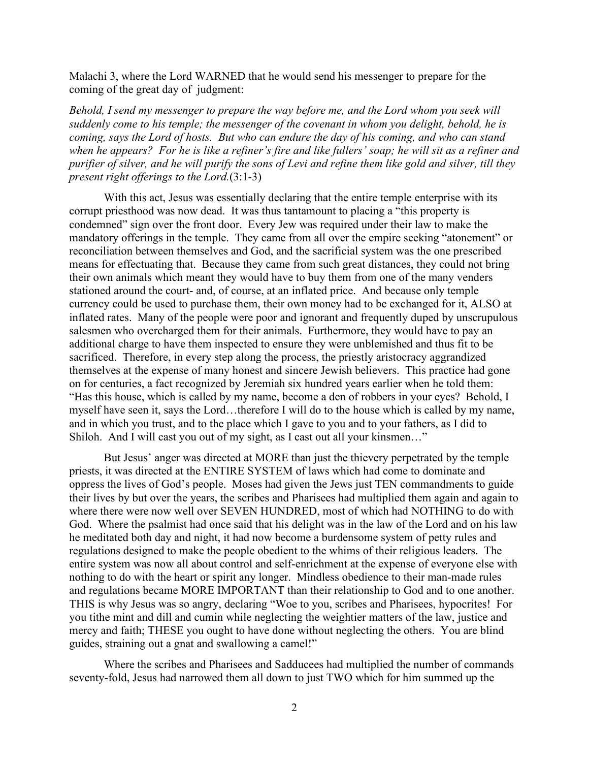Malachi 3, where the Lord WARNED that he would send his messenger to prepare for the coming of the great day of judgment:

*Behold, I send my messenger to prepare the way before me, and the Lord whom you seek will suddenly come to his temple; the messenger of the covenant in whom you delight, behold, he is coming, says the Lord of hosts. But who can endure the day of his coming, and who can stand when he appears? For he is like a refiner's fire and like fullers' soap; he will sit as a refiner and purifier of silver, and he will purify the sons of Levi and refine them like gold and silver, till they present right offerings to the Lord.*(3:1-3)

With this act, Jesus was essentially declaring that the entire temple enterprise with its corrupt priesthood was now dead. It was thus tantamount to placing a "this property is condemned" sign over the front door. Every Jew was required under their law to make the mandatory offerings in the temple. They came from all over the empire seeking "atonement" or reconciliation between themselves and God, and the sacrificial system was the one prescribed means for effectuating that. Because they came from such great distances, they could not bring their own animals which meant they would have to buy them from one of the many venders stationed around the court- and, of course, at an inflated price. And because only temple currency could be used to purchase them, their own money had to be exchanged for it, ALSO at inflated rates. Many of the people were poor and ignorant and frequently duped by unscrupulous salesmen who overcharged them for their animals. Furthermore, they would have to pay an additional charge to have them inspected to ensure they were unblemished and thus fit to be sacrificed. Therefore, in every step along the process, the priestly aristocracy aggrandized themselves at the expense of many honest and sincere Jewish believers. This practice had gone on for centuries, a fact recognized by Jeremiah six hundred years earlier when he told them: "Has this house, which is called by my name, become a den of robbers in your eyes? Behold, I myself have seen it, says the Lord…therefore I will do to the house which is called by my name, and in which you trust, and to the place which I gave to you and to your fathers, as I did to Shiloh. And I will cast you out of my sight, as I cast out all your kinsmen…"

But Jesus' anger was directed at MORE than just the thievery perpetrated by the temple priests, it was directed at the ENTIRE SYSTEM of laws which had come to dominate and oppress the lives of God's people. Moses had given the Jews just TEN commandments to guide their lives by but over the years, the scribes and Pharisees had multiplied them again and again to where there were now well over SEVEN HUNDRED, most of which had NOTHING to do with God. Where the psalmist had once said that his delight was in the law of the Lord and on his law he meditated both day and night, it had now become a burdensome system of petty rules and regulations designed to make the people obedient to the whims of their religious leaders. The entire system was now all about control and self-enrichment at the expense of everyone else with nothing to do with the heart or spirit any longer. Mindless obedience to their man-made rules and regulations became MORE IMPORTANT than their relationship to God and to one another. THIS is why Jesus was so angry, declaring "Woe to you, scribes and Pharisees, hypocrites! For you tithe mint and dill and cumin while neglecting the weightier matters of the law, justice and mercy and faith; THESE you ought to have done without neglecting the others. You are blind guides, straining out a gnat and swallowing a camel!"

Where the scribes and Pharisees and Sadducees had multiplied the number of commands seventy-fold, Jesus had narrowed them all down to just TWO which for him summed up the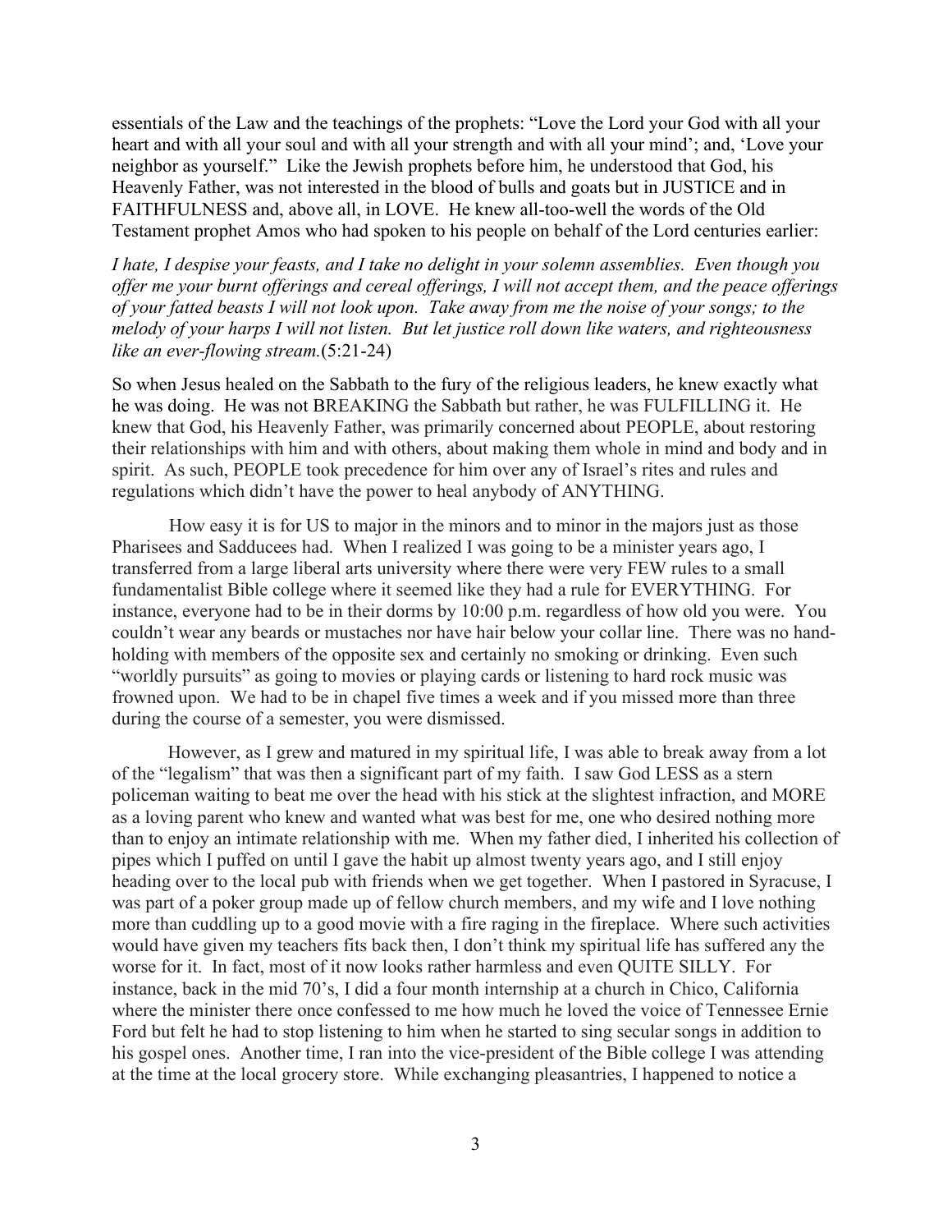essentials of the Law and the teachings of the prophets: "Love the Lord your God with all your heart and with all your soul and with all your strength and with all your mind'; and, 'Love your neighbor as yourself." Like the Jewish prophets before him, he understood that God, his Heavenly Father, was not interested in the blood of bulls and goats but in JUSTICE and in FAITHFULNESS and, above all, in LOVE. He knew all-too-well the words of the Old Testament prophet Amos who had spoken to his people on behalf of the Lord centuries earlier:

*I hate, I despise your feasts, and I take no delight in your solemn assemblies. Even though you offer me your burnt offerings and cereal offerings, I will not accept them, and the peace offerings of your fatted beasts I will not look upon. Take away from me the noise of your songs; to the melody of your harps I will not listen. But let justice roll down like waters, and righteousness like an ever-flowing stream.*(5:21-24)

So when Jesus healed on the Sabbath to the fury of the religious leaders, he knew exactly what he was doing. He was not BREAKING the Sabbath but rather, he was FULFILLING it. He knew that God, his Heavenly Father, was primarily concerned about PEOPLE, about restoring their relationships with him and with others, about making them whole in mind and body and in spirit. As such, PEOPLE took precedence for him over any of Israel's rites and rules and regulations which didn't have the power to heal anybody of ANYTHING.

How easy it is for US to major in the minors and to minor in the majors just as those Pharisees and Sadducees had. When I realized I was going to be a minister years ago, I transferred from a large liberal arts university where there were very FEW rules to a small fundamentalist Bible college where it seemed like they had a rule for EVERYTHING. For instance, everyone had to be in their dorms by 10:00 p.m. regardless of how old you were. You couldn't wear any beards or mustaches nor have hair below your collar line. There was no hand-holding with members of the opposite sex and certainly no smoking or drinking. Even such "worldly pursuits" as going to movies or playing cards or listening to hard rock music was frowned upon. We had to be in chapel five times a week and if you missed more than three during the course of a semester, you were dismissed.

However, as I grew and matured in my spiritual life, I was able to break away from a lot of the "legalism" that was then a significant part of my faith. I saw God LESS as a stern policeman waiting to beat me over the head with his stick at the slightest infraction, and MORE as a loving parent who knew and wanted what was best for me, one who desired nothing more than to enjoy an intimate relationship with me. When my father died, I inherited his collection of pipes which I puffed on until I gave the habit up almost twenty years ago, and I still enjoy heading over to the local pub with friends when we get together. When I pastored in Syracuse, I was part of a poker group made up of fellow church members, and my wife and I love nothing more than cuddling up to a good movie with a fire raging in the fireplace. Where such activities would have given my teachers fits back then, I don't think my spiritual life has suffered any the worse for it. In fact, most of it now looks rather harmless and even QUITE SILLY. For instance, back in the mid 70's, I did a four month internship at a church in Chico, California where the minister there once confessed to me how much he loved the voice of Tennessee Ernie Ford but felt he had to stop listening to him when he started to sing secular songs in addition to his gospel ones. Another time, I ran into the vice-president of the Bible college I was attending at the time at the local grocery store. While exchanging pleasantries, I happened to notice a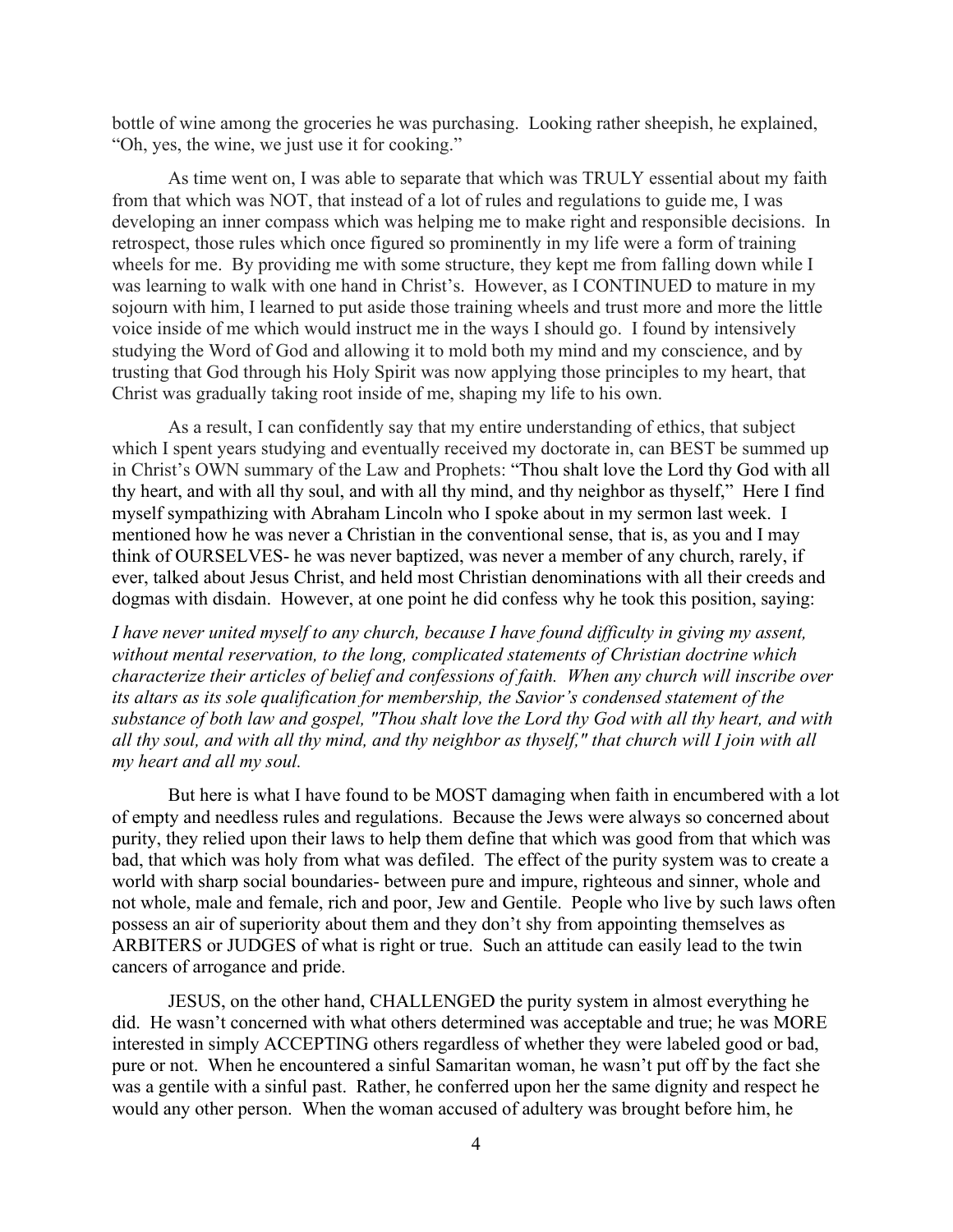bottle of wine among the groceries he was purchasing. Looking rather sheepish, he explained, "Oh, yes, the wine, we just use it for cooking."

As time went on, I was able to separate that which was TRULY essential about my faith from that which was NOT, that instead of a lot of rules and regulations to guide me, I was developing an inner compass which was helping me to make right and responsible decisions. In retrospect, those rules which once figured so prominently in my life were a form of training wheels for me. By providing me with some structure, they kept me from falling down while I was learning to walk with one hand in Christ's. However, as I CONTINUED to mature in my sojourn with him, I learned to put aside those training wheels and trust more and more the little voice inside of me which would instruct me in the ways I should go. I found by intensively studying the Word of God and allowing it to mold both my mind and my conscience, and by trusting that God through his Holy Spirit was now applying those principles to my heart, that Christ was gradually taking root inside of me, shaping my life to his own.

As a result, I can confidently say that my entire understanding of ethics, that subject which I spent years studying and eventually received my doctorate in, can BEST be summed up in Christ's OWN summary of the Law and Prophets: "Thou shalt love the Lord thy God with all thy heart, and with all thy soul, and with all thy mind, and thy neighbor as thyself," Here I find myself sympathizing with Abraham Lincoln who I spoke about in my sermon last week. I mentioned how he was never a Christian in the conventional sense, that is, as you and I may think of OURSELVES- he was never baptized, was never a member of any church, rarely, if ever, talked about Jesus Christ, and held most Christian denominations with all their creeds and dogmas with disdain. However, at one point he did confess why he took this position, saying:

*I have never united myself to any church, because I have found difficulty in giving my assent, without mental reservation, to the long, complicated statements of Christian doctrine which characterize their articles of belief and confessions of faith. When any church will inscribe over its altars as its sole qualification for membership, the Savior's condensed statement of the substance of both law and gospel, "Thou shalt love the Lord thy God with all thy heart, and with all thy soul, and with all thy mind, and thy neighbor as thyself," that church will I join with all my heart and all my soul.*

But here is what I have found to be MOST damaging when faith in encumbered with a lot of empty and needless rules and regulations. Because the Jews were always so concerned about purity, they relied upon their laws to help them define that which was good from that which was bad, that which was holy from what was defiled. The effect of the purity system was to create a world with sharp social boundaries- between pure and impure, righteous and sinner, whole and not whole, male and female, rich and poor, Jew and Gentile. People who live by such laws often possess an air of superiority about them and they don't shy from appointing themselves as ARBITERS or JUDGES of what is right or true. Such an attitude can easily lead to the twin cancers of arrogance and pride.

JESUS, on the other hand, CHALLENGED the purity system in almost everything he did. He wasn't concerned with what others determined was acceptable and true; he was MORE interested in simply ACCEPTING others regardless of whether they were labeled good or bad, pure or not. When he encountered a sinful Samaritan woman, he wasn't put off by the fact she was a gentile with a sinful past. Rather, he conferred upon her the same dignity and respect he would any other person. When the woman accused of adultery was brought before him, he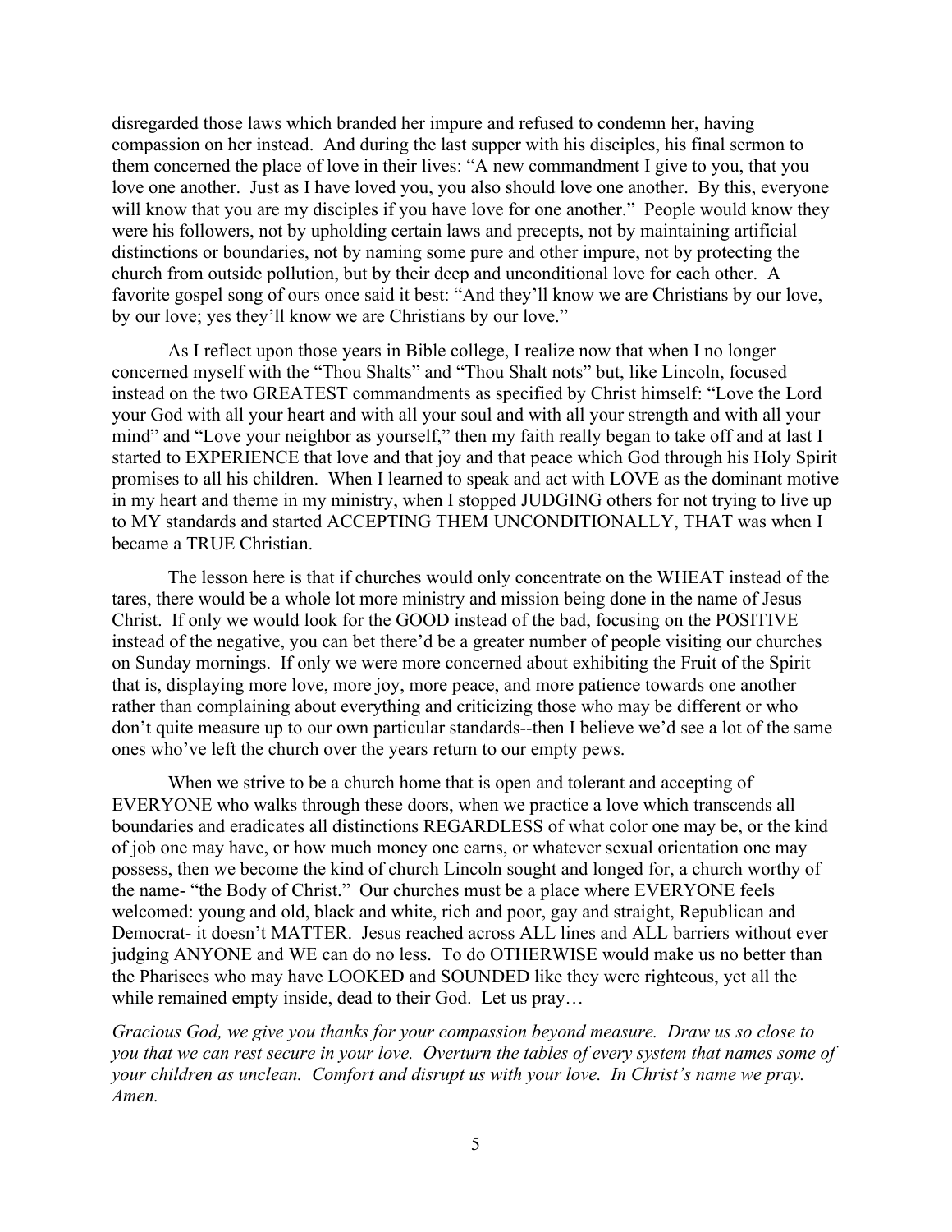disregarded those laws which branded her impure and refused to condemn her, having compassion on her instead. And during the last supper with his disciples, his final sermon to them concerned the place of love in their lives: "A new commandment I give to you, that you love one another. Just as I have loved you, you also should love one another. By this, everyone will know that you are my disciples if you have love for one another." People would know they were his followers, not by upholding certain laws and precepts, not by maintaining artificial distinctions or boundaries, not by naming some pure and other impure, not by protecting the church from outside pollution, but by their deep and unconditional love for each other. A favorite gospel song of ours once said it best: "And they'll know we are Christians by our love, by our love; yes they'll know we are Christians by our love."

As I reflect upon those years in Bible college, I realize now that when I no longer concerned myself with the "Thou Shalts" and "Thou Shalt nots" but, like Lincoln, focused instead on the two GREATEST commandments as specified by Christ himself: "Love the Lord your God with all your heart and with all your soul and with all your strength and with all your mind" and "Love your neighbor as yourself," then my faith really began to take off and at last I started to EXPERIENCE that love and that joy and that peace which God through his Holy Spirit promises to all his children. When I learned to speak and act with LOVE as the dominant motive in my heart and theme in my ministry, when I stopped JUDGING others for not trying to live up to MY standards and started ACCEPTING THEM UNCONDITIONALLY, THAT was when I became a TRUE Christian.

The lesson here is that if churches would only concentrate on the WHEAT instead of the tares, there would be a whole lot more ministry and mission being done in the name of Jesus Christ. If only we would look for the GOOD instead of the bad, focusing on the POSITIVE instead of the negative, you can bet there'd be a greater number of people visiting our churches on Sunday mornings. If only we were more concerned about exhibiting the Fruit of the Spirit—that is, displaying more love, more joy, more peace, and more patience towards one another rather than complaining about everything and criticizing those who may be different or who don't quite measure up to our own particular standards--then I believe we'd see a lot of the same ones who've left the church over the years return to our empty pews.

When we strive to be a church home that is open and tolerant and accepting of EVERYONE who walks through these doors, when we practice a love which transcends all boundaries and eradicates all distinctions REGARDLESS of what color one may be, or the kind of job one may have, or how much money one earns, or whatever sexual orientation one may possess, then we become the kind of church Lincoln sought and longed for, a church worthy of the name- "the Body of Christ." Our churches must be a place where EVERYONE feels welcomed: young and old, black and white, rich and poor, gay and straight, Republican and Democrat- it doesn't MATTER. Jesus reached across ALL lines and ALL barriers without ever judging ANYONE and WE can do no less. To do OTHERWISE would make us no better than the Pharisees who may have LOOKED and SOUNDED like they were righteous, yet all the while remained empty inside, dead to their God. Let us pray…

*Gracious God, we give you thanks for your compassion beyond measure. Draw us so close to you that we can rest secure in your love. Overturn the tables of every system that names some of your children as unclean. Comfort and disrupt us with your love. In Christ's name we pray. Amen.*